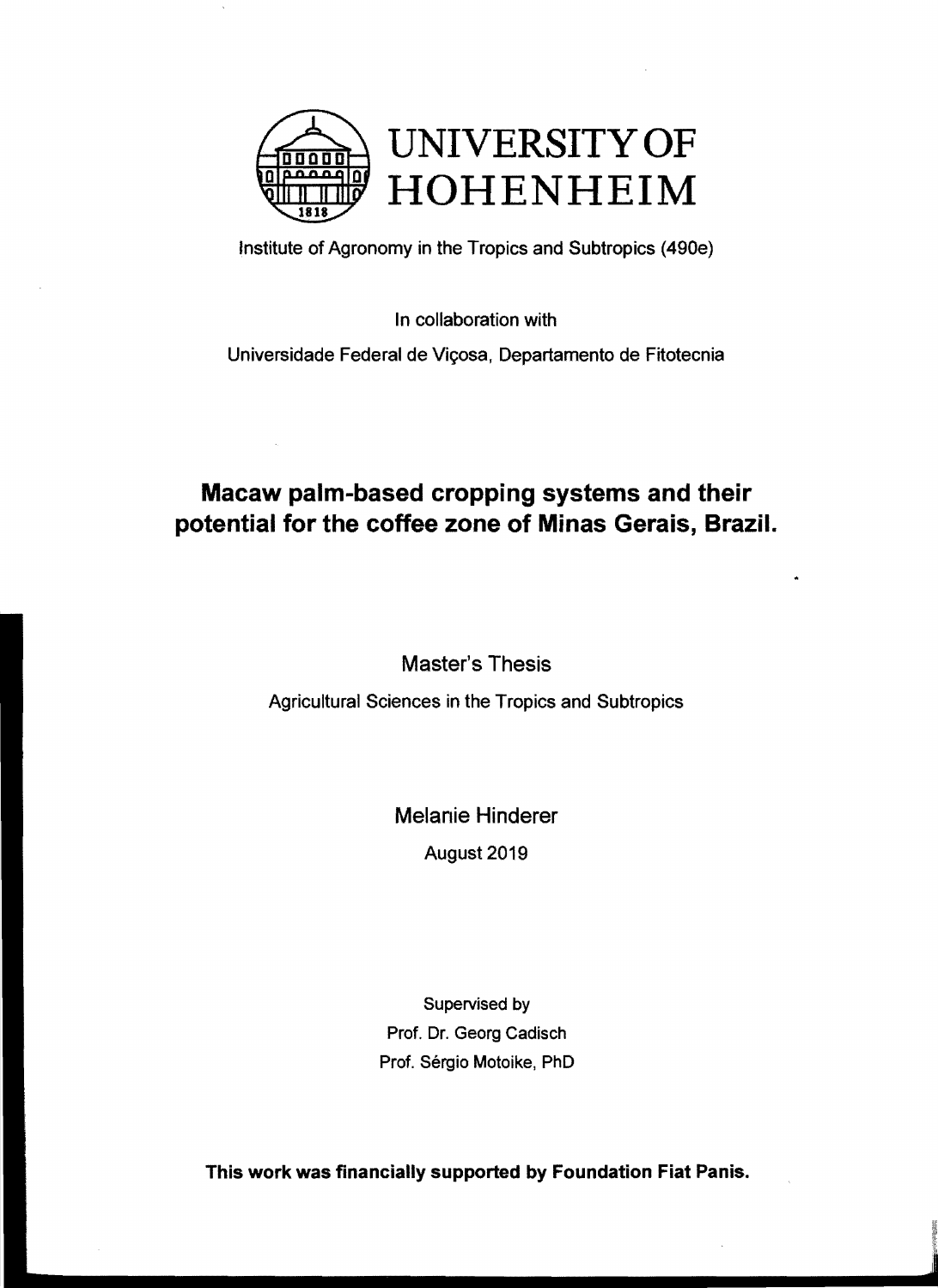# UNIVERSITY OF HOHENHEIM

Institute of Agronomy in the Tropics and Subtropics (490e)

In collaboration with

Universidade Federal de Viçosa, Departamento de Fitotecnia

## Macaw palm-based cropping systems and their potential for the coffee zone of Minas Gerais, Brazil.

Master's Thesis

Agricultural Sciences in the Tropics and Subtropics

Melanie Hinderer

August 2019

Supervised by

Prof. Dr. Georg Cadisch

Prof. Sérgio Motoike, PhD

**This work was financially supported by Foundation Fiat Panis.**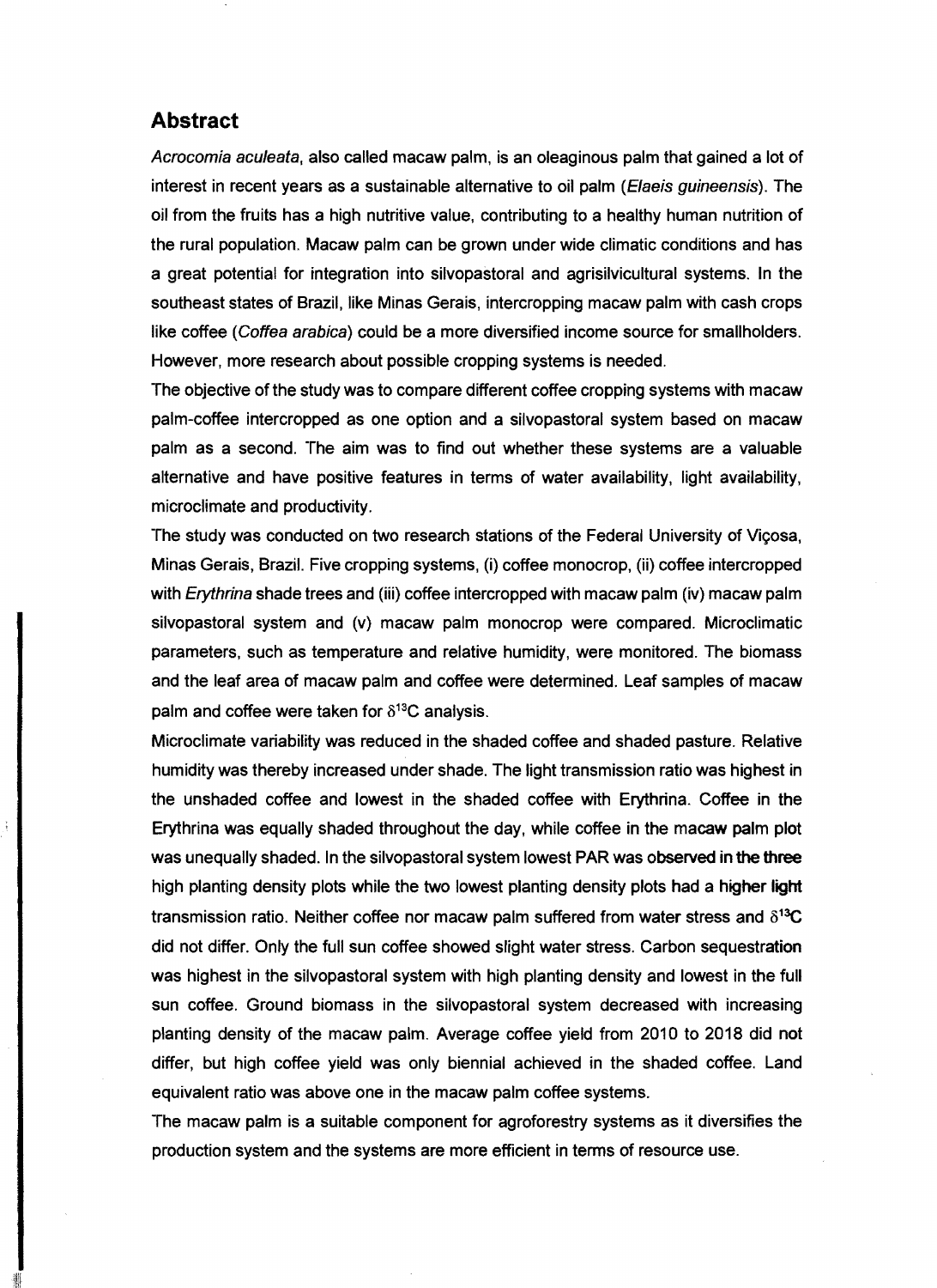## Abstract

*Acrocomia aculeata*, also called macaw palm, is an oleaginous palm that gained a lot of interest in recent years as a sustainable alternative to oil palm (*Elaeis guineensis*). The oil from the fruits has a high nutritive value, contributing to a healthy human nutrition of the rural population. Macaw palm can be grown under wide climatic conditions and has a great potential for integration into silvopastoral and agrisilvicultural systems. In the southeast states of Brazil, like Minas Gerais, intercropping macaw palm with cash crops like coffee (*Coffea arabica*) could be a more diversified income source for smallholders. However, more research about possible cropping systems is needed.

The objective of the study was to compare different coffee cropping systems with macaw palm-coffee intercropped as one option and a silvopastoral system based on macaw palm as a second. The aim was to find out whether these systems are a valuable alternative and have positive features in terms of water availability, light availability, microclimate and productivity.

The study was conducted on two research stations of the Federal University of Viçosa, Minas Gerais, Brazil. Five cropping systems, (i) coffee monocrop, (ii) coffee intercropped with *Erythrina* shade trees and (iii) coffee intercropped with macaw palm (iv) macaw palm silvopastoral system and (v) macaw palm monocrop were compared. Microclimatic parameters, such as temperature and relative humidity, were monitored. The biomass and the leaf area of macaw palm and coffee were determined. Leaf samples of macaw palm and coffee were taken for $\delta^{13}C$ analysis.

Microclimate variability was reduced in the shaded coffee and shaded pasture. Relative humidity was thereby increased under shade. The light transmission ratio was highest in the unshaded coffee and lowest in the shaded coffee with Erythrina. Coffee in the Erythrina was equally shaded throughout the day, while coffee in the macaw palm plot was unequally shaded. In the silvopastoral system lowest PAR was observed in the three high planting density plots while the two lowest planting density plots had a higher light transmission ratio. Neither coffee nor macaw palm suffered from water stress and $\delta^{13}C$ did not differ. Only the full sun coffee showed slight water stress. Carbon sequestration was highest in the silvopastoral system with high planting density and lowest in the full sun coffee. Ground biomass in the silvopastoral system decreased with increasing planting density of the macaw palm. Average coffee yield from 2010 to 2018 did not differ, but high coffee yield was only biennial achieved in the shaded coffee. Land equivalent ratio was above one in the macaw palm coffee systems.

The macaw palm is a suitable component for agroforestry systems as it diversifies the production system and the systems are more efficient in terms of resource use.